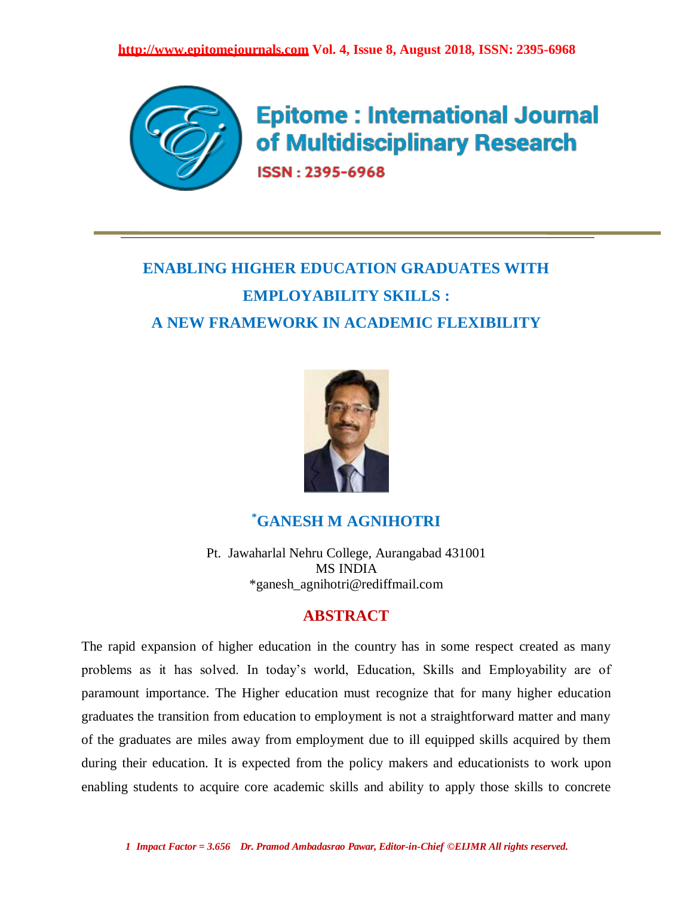# ENABLING HIGHER EDUCATION GRADUATES WITH EMPLOYABILITY SKILLS : A NEW FRAMEWORK IN ACADEMIC FLEXIBILITY

**[*]GANESH M AGNIHOTRI**

Pt. Jawaharlal Nehru College, Aurangabad 431001
MS INDIA
*ganesh_agnihotri@rediffmail.com

## ABSTRACT

The rapid expansion of higher education in the country has in some respect created as many problems as it has solved. In today's world, Education, Skills and Employability are of paramount importance. The Higher education must recognize that for many higher education graduates the transition from education to employment is not a straightforward matter and many of the graduates are miles away from employment due to ill equipped skills acquired by them during their education. It is expected from the policy makers and educationists to work upon enabling students to acquire core academic skills and ability to apply those skills to concrete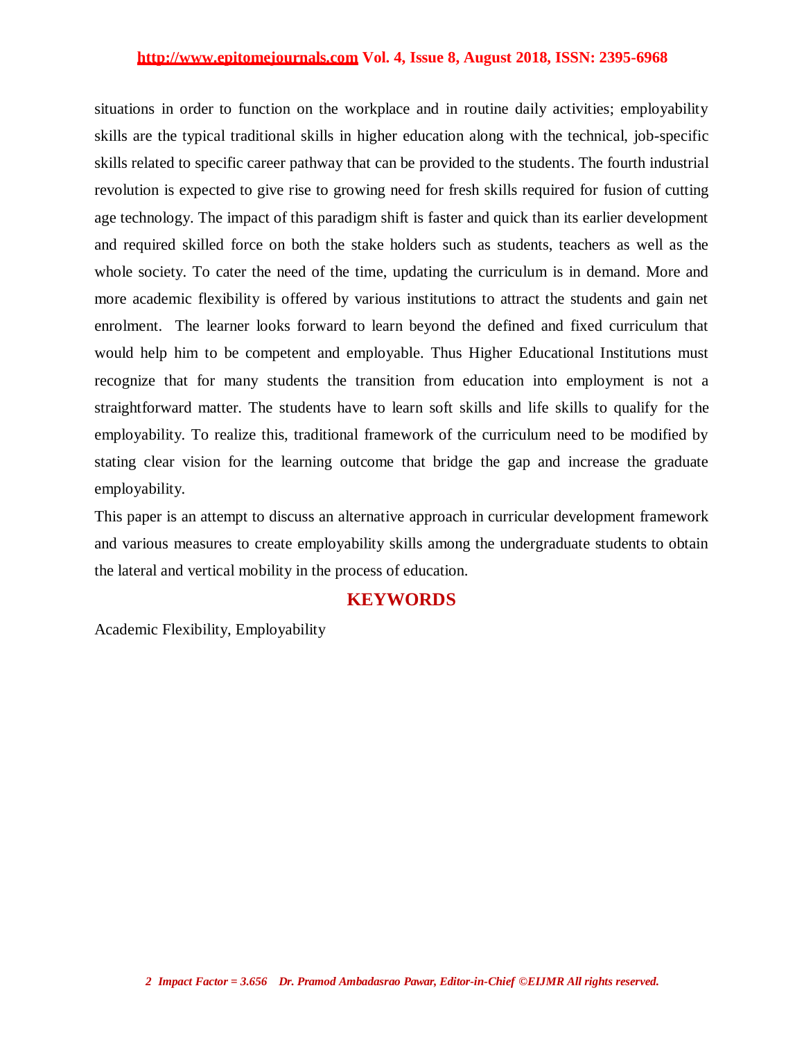situations in order to function on the workplace and in routine daily activities; employability skills are the typical traditional skills in higher education along with the technical, job-specific skills related to specific career pathway that can be provided to the students. The fourth industrial revolution is expected to give rise to growing need for fresh skills required for fusion of cutting age technology. The impact of this paradigm shift is faster and quick than its earlier development and required skilled force on both the stake holders such as students, teachers as well as the whole society. To cater the need of the time, updating the curriculum is in demand. More and more academic flexibility is offered by various institutions to attract the students and gain net enrolment. The learner looks forward to learn beyond the defined and fixed curriculum that would help him to be competent and employable. Thus Higher Educational Institutions must recognize that for many students the transition from education into employment is not a straightforward matter. The students have to learn soft skills and life skills to qualify for the employability. To realize this, traditional framework of the curriculum need to be modified by stating clear vision for the learning outcome that bridge the gap and increase the graduate employability.

This paper is an attempt to discuss an alternative approach in curricular development framework and various measures to create employability skills among the undergraduate students to obtain the lateral and vertical mobility in the process of education.

## KEYWORDS

Academic Flexibility, Employability